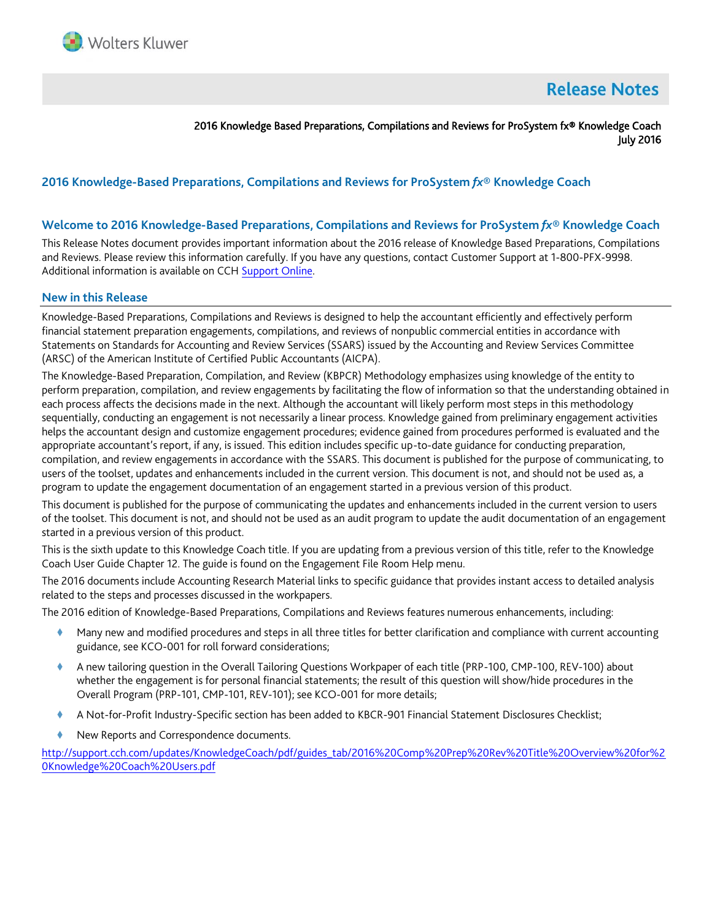Wolters Kluwer

# Release Notes

2016 Knowledge Based Preparations, Compilations and Reviews for ProSystem fx® Knowledge Coach
July 2016

## 2016 Knowledge-Based Preparations, Compilations and Reviews for ProSystem *fx*® Knowledge Coach

## Welcome to 2016 Knowledge-Based Preparations, Compilations and Reviews for ProSystem *fx*® Knowledge Coach

This Release Notes document provides important information about the 2016 release of Knowledge Based Preparations, Compilations and Reviews. Please review this information carefully. If you have any questions, contact Customer Support at 1-800-PFX-9998. Additional information is available on CCH Support Online.

## New in this Release

Knowledge-Based Preparations, Compilations and Reviews is designed to help the accountant efficiently and effectively perform financial statement preparation engagements, compilations, and reviews of nonpublic commercial entities in accordance with Statements on Standards for Accounting and Review Services (SSARS) issued by the Accounting and Review Services Committee (ARSC) of the American Institute of Certified Public Accountants (AICPA).

The Knowledge-Based Preparation, Compilation, and Review (KBPCR) Methodology emphasizes using knowledge of the entity to perform preparation, compilation, and review engagements by facilitating the flow of information so that the understanding obtained in each process affects the decisions made in the next. Although the accountant will likely perform most steps in this methodology sequentially, conducting an engagement is not necessarily a linear process. Knowledge gained from preliminary engagement activities helps the accountant design and customize engagement procedures; evidence gained from procedures performed is evaluated and the appropriate accountant's report, if any, is issued. This edition includes specific up-to-date guidance for conducting preparation, compilation, and review engagements in accordance with the SSARS. This document is published for the purpose of communicating, to users of the toolset, updates and enhancements included in the current version. This document is not, and should not be used as, a program to update the engagement documentation of an engagement started in a previous version of this product.

This document is published for the purpose of communicating the updates and enhancements included in the current version to users of the toolset. This document is not, and should not be used as an audit program to update the audit documentation of an engagement started in a previous version of this product.

This is the sixth update to this Knowledge Coach title. If you are updating from a previous version of this title, refer to the Knowledge Coach User Guide Chapter 12. The guide is found on the Engagement File Room Help menu.

The 2016 documents include Accounting Research Material links to specific guidance that provides instant access to detailed analysis related to the steps and processes discussed in the workpapers.

The 2016 edition of Knowledge-Based Preparations, Compilations and Reviews features numerous enhancements, including:

- Many new and modified procedures and steps in all three titles for better clarification and compliance with current accounting guidance, see KCO-001 for roll forward considerations;
- A new tailoring question in the Overall Tailoring Questions Workpaper of each title (PRP-100, CMP-100, REV-100) about whether the engagement is for personal financial statements; the result of this question will show/hide procedures in the Overall Program (PRP-101, CMP-101, REV-101); see KCO-001 for more details;
- A Not-for-Profit Industry-Specific section has been added to KBCR-901 Financial Statement Disclosures Checklist;
- New Reports and Correspondence documents.

http://support.cch.com/updates/KnowledgeCoach/pdf/guides_tab/2016%20Comp%20Prep%20Rev%20Title%20Overview%20for%20Knowledge%20Coach%20Users.pdf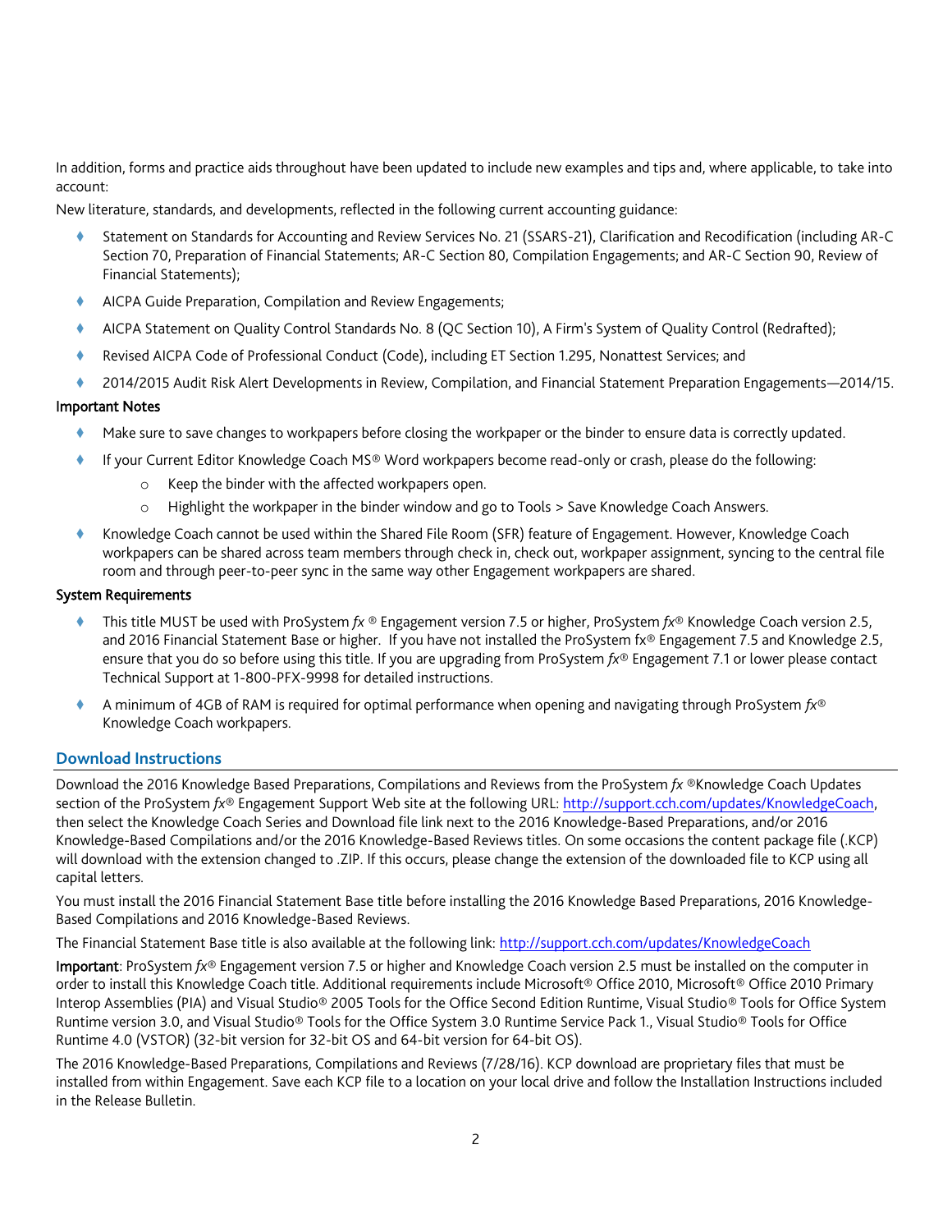In addition, forms and practice aids throughout have been updated to include new examples and tips and, where applicable, to take into account:

New literature, standards, and developments, reflected in the following current accounting guidance:

- Statement on Standards for Accounting and Review Services No. 21 (SSARS-21), Clarification and Recodification (including AR-C Section 70, Preparation of Financial Statements; AR-C Section 80, Compilation Engagements; and AR-C Section 90, Review of Financial Statements);
- AICPA Guide Preparation, Compilation and Review Engagements;
- AICPA Statement on Quality Control Standards No. 8 (QC Section 10), A Firm's System of Quality Control (Redrafted);
- Revised AICPA Code of Professional Conduct (Code), including ET Section 1.295, Nonattest Services; and
- 2014/2015 Audit Risk Alert Developments in Review, Compilation, and Financial Statement Preparation Engagements—2014/15.

**Important Notes**

- Make sure to save changes to workpapers before closing the workpaper or the binder to ensure data is correctly updated.
- If your Current Editor Knowledge Coach MS® Word workpapers become read-only or crash, please do the following:
  - Keep the binder with the affected workpapers open.
  - Highlight the workpaper in the binder window and go to Tools > Save Knowledge Coach Answers.
- Knowledge Coach cannot be used within the Shared File Room (SFR) feature of Engagement. However, Knowledge Coach workpapers can be shared across team members through check in, check out, workpaper assignment, syncing to the central file room and through peer-to-peer sync in the same way other Engagement workpapers are shared.

**System Requirements**

- This title MUST be used with ProSystem *fx* ® Engagement version 7.5 or higher, ProSystem *fx*® Knowledge Coach version 2.5, and 2016 Financial Statement Base or higher. If you have not installed the ProSystem fx® Engagement 7.5 and Knowledge 2.5, ensure that you do so before using this title. If you are upgrading from ProSystem *fx*® Engagement 7.1 or lower please contact Technical Support at 1-800-PFX-9998 for detailed instructions.
- A minimum of 4GB of RAM is required for optimal performance when opening and navigating through ProSystem *fx*® Knowledge Coach workpapers.

## Download Instructions

Download the 2016 Knowledge Based Preparations, Compilations and Reviews from the ProSystem *fx* ®Knowledge Coach Updates section of the ProSystem *fx*® Engagement Support Web site at the following URL: http://support.cch.com/updates/KnowledgeCoach, then select the Knowledge Coach Series and Download file link next to the 2016 Knowledge-Based Preparations, and/or 2016 Knowledge-Based Compilations and/or the 2016 Knowledge-Based Reviews titles. On some occasions the content package file (.KCP) will download with the extension changed to .ZIP. If this occurs, please change the extension of the downloaded file to KCP using all capital letters.

You must install the 2016 Financial Statement Base title before installing the 2016 Knowledge Based Preparations, 2016 Knowledge-Based Compilations and 2016 Knowledge-Based Reviews.

The Financial Statement Base title is also available at the following link: http://support.cch.com/updates/KnowledgeCoach

**Important**: ProSystem *fx*® Engagement version 7.5 or higher and Knowledge Coach version 2.5 must be installed on the computer in order to install this Knowledge Coach title. Additional requirements include Microsoft® Office 2010, Microsoft® Office 2010 Primary Interop Assemblies (PIA) and Visual Studio® 2005 Tools for the Office Second Edition Runtime, Visual Studio® Tools for Office System Runtime version 3.0, and Visual Studio® Tools for the Office System 3.0 Runtime Service Pack 1., Visual Studio® Tools for Office Runtime 4.0 (VSTOR) (32-bit version for 32-bit OS and 64-bit version for 64-bit OS).

The 2016 Knowledge-Based Preparations, Compilations and Reviews (7/28/16). KCP download are proprietary files that must be installed from within Engagement. Save each KCP file to a location on your local drive and follow the Installation Instructions included in the Release Bulletin.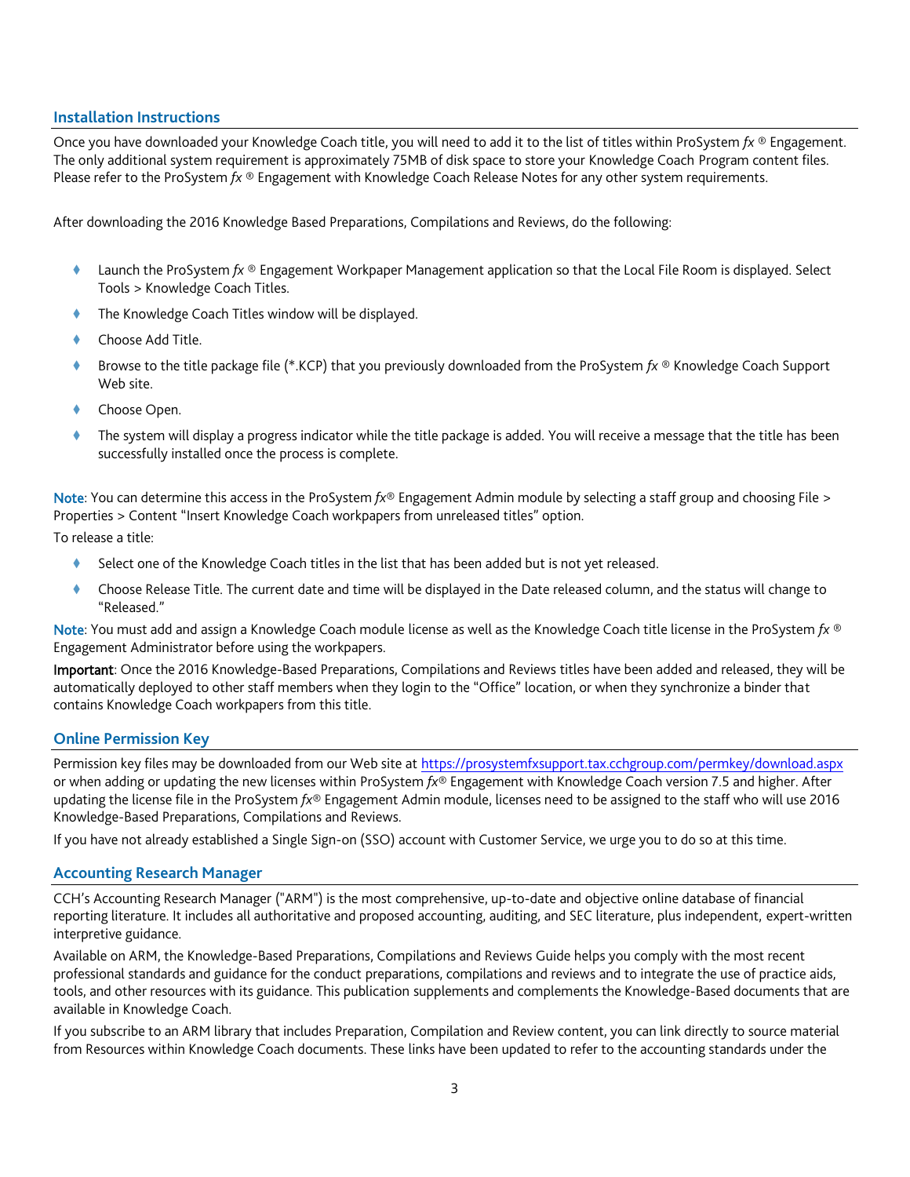## Installation Instructions

Once you have downloaded your Knowledge Coach title, you will need to add it to the list of titles within ProSystem *fx* ® Engagement. The only additional system requirement is approximately 75MB of disk space to store your Knowledge Coach Program content files. Please refer to the ProSystem *fx* ® Engagement with Knowledge Coach Release Notes for any other system requirements.

After downloading the 2016 Knowledge Based Preparations, Compilations and Reviews, do the following:

- Launch the ProSystem *fx* ® Engagement Workpaper Management application so that the Local File Room is displayed. Select Tools > Knowledge Coach Titles.
- The Knowledge Coach Titles window will be displayed.
- Choose Add Title.
- Browse to the title package file (*.KCP) that you previously downloaded from the ProSystem *fx* ® Knowledge Coach Support Web site.
- Choose Open.
- The system will display a progress indicator while the title package is added. You will receive a message that the title has been successfully installed once the process is complete.

**Note**: You can determine this access in the ProSystem *fx*® Engagement Admin module by selecting a staff group and choosing File > Properties > Content "Insert Knowledge Coach workpapers from unreleased titles" option.

To release a title:

- Select one of the Knowledge Coach titles in the list that has been added but is not yet released.
- Choose Release Title. The current date and time will be displayed in the Date released column, and the status will change to "Released."

**Note**: You must add and assign a Knowledge Coach module license as well as the Knowledge Coach title license in the ProSystem *fx* ® Engagement Administrator before using the workpapers.

**Important**: Once the 2016 Knowledge-Based Preparations, Compilations and Reviews titles have been added and released, they will be automatically deployed to other staff members when they login to the "Office" location, or when they synchronize a binder that contains Knowledge Coach workpapers from this title.

## Online Permission Key

Permission key files may be downloaded from our Web site at https://prosystemfxsupport.tax.cchgroup.com/permkey/download.aspx or when adding or updating the new licenses within ProSystem *fx*® Engagement with Knowledge Coach version 7.5 and higher. After updating the license file in the ProSystem *fx*® Engagement Admin module, licenses need to be assigned to the staff who will use 2016 Knowledge-Based Preparations, Compilations and Reviews.

If you have not already established a Single Sign-on (SSO) account with Customer Service, we urge you to do so at this time.

## Accounting Research Manager

CCH's Accounting Research Manager ("ARM") is the most comprehensive, up-to-date and objective online database of financial reporting literature. It includes all authoritative and proposed accounting, auditing, and SEC literature, plus independent, expert-written interpretive guidance.

Available on ARM, the Knowledge-Based Preparations, Compilations and Reviews Guide helps you comply with the most recent professional standards and guidance for the conduct preparations, compilations and reviews and to integrate the use of practice aids, tools, and other resources with its guidance. This publication supplements and complements the Knowledge-Based documents that are available in Knowledge Coach.

If you subscribe to an ARM library that includes Preparation, Compilation and Review content, you can link directly to source material from Resources within Knowledge Coach documents. These links have been updated to refer to the accounting standards under the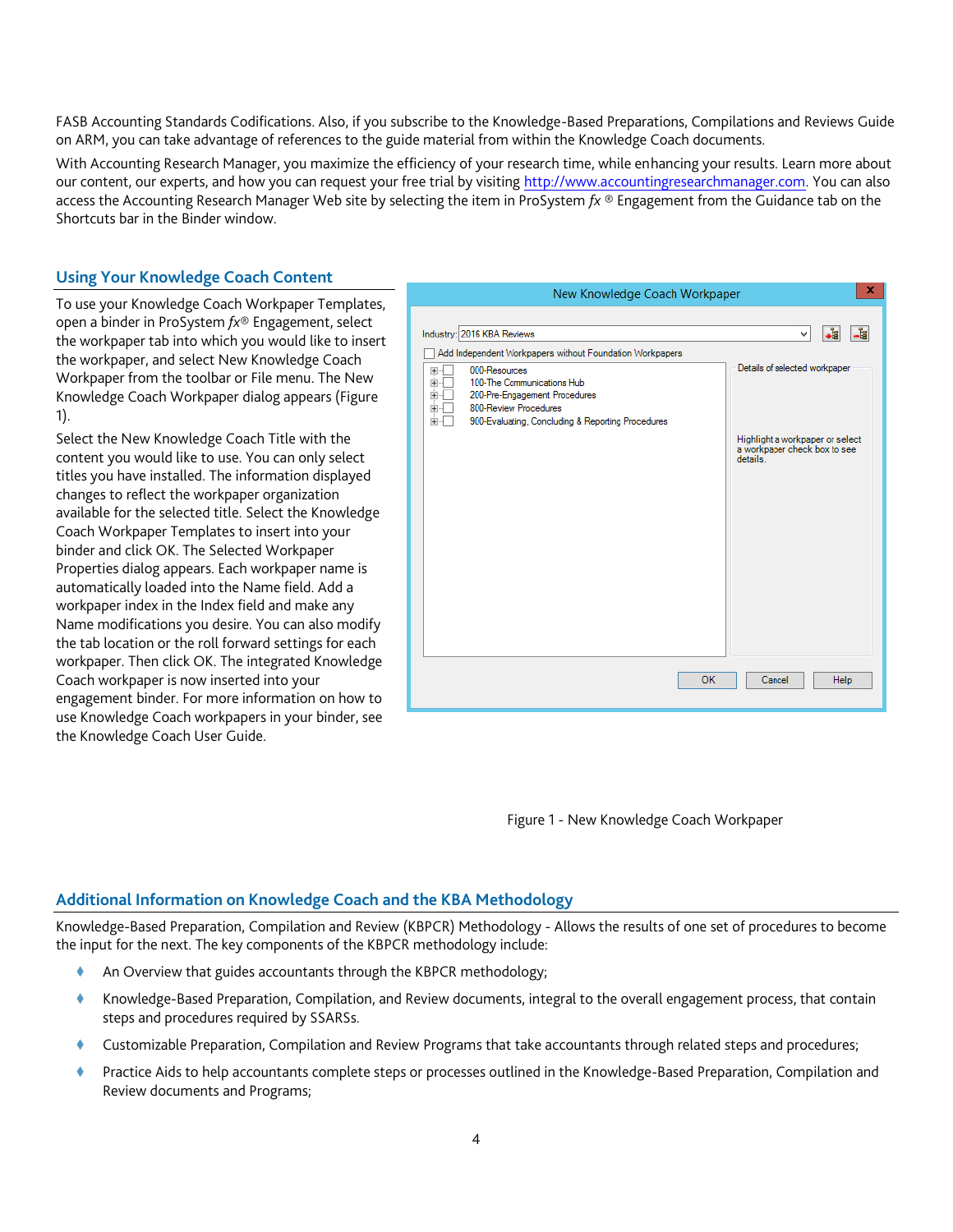FASB Accounting Standards Codifications. Also, if you subscribe to the Knowledge-Based Preparations, Compilations and Reviews Guide on ARM, you can take advantage of references to the guide material from within the Knowledge Coach documents.

With Accounting Research Manager, you maximize the efficiency of your research time, while enhancing your results. Learn more about our content, our experts, and how you can request your free trial by visiting http://www.accountingresearchmanager.com. You can also access the Accounting Research Manager Web site by selecting the item in ProSystem *fx* ® Engagement from the Guidance tab on the Shortcuts bar in the Binder window.

## Using Your Knowledge Coach Content

To use your Knowledge Coach Workpaper Templates, open a binder in ProSystem *fx*® Engagement, select the workpaper tab into which you would like to insert the workpaper, and select New Knowledge Coach Workpaper from the toolbar or File menu. The New Knowledge Coach Workpaper dialog appears (Figure 1).

Select the New Knowledge Coach Title with the content you would like to use. You can only select titles you have installed. The information displayed changes to reflect the workpaper organization available for the selected title. Select the Knowledge Coach Workpaper Templates to insert into your binder and click OK. The Selected Workpaper Properties dialog appears. Each workpaper name is automatically loaded into the Name field. Add a workpaper index in the Index field and make any Name modifications you desire. You can also modify the tab location or the roll forward settings for each workpaper. Then click OK. The integrated Knowledge Coach workpaper is now inserted into your engagement binder. For more information on how to use Knowledge Coach workpapers in your binder, see the Knowledge Coach User Guide.

Figure 1 - New Knowledge Coach Workpaper

## Additional Information on Knowledge Coach and the KBA Methodology

Knowledge-Based Preparation, Compilation and Review (KBPCR) Methodology - Allows the results of one set of procedures to become the input for the next. The key components of the KBPCR methodology include:

- An Overview that guides accountants through the KBPCR methodology;
- Knowledge-Based Preparation, Compilation, and Review documents, integral to the overall engagement process, that contain steps and procedures required by SSARSs.
- Customizable Preparation, Compilation and Review Programs that take accountants through related steps and procedures;
- Practice Aids to help accountants complete steps or processes outlined in the Knowledge-Based Preparation, Compilation and Review documents and Programs;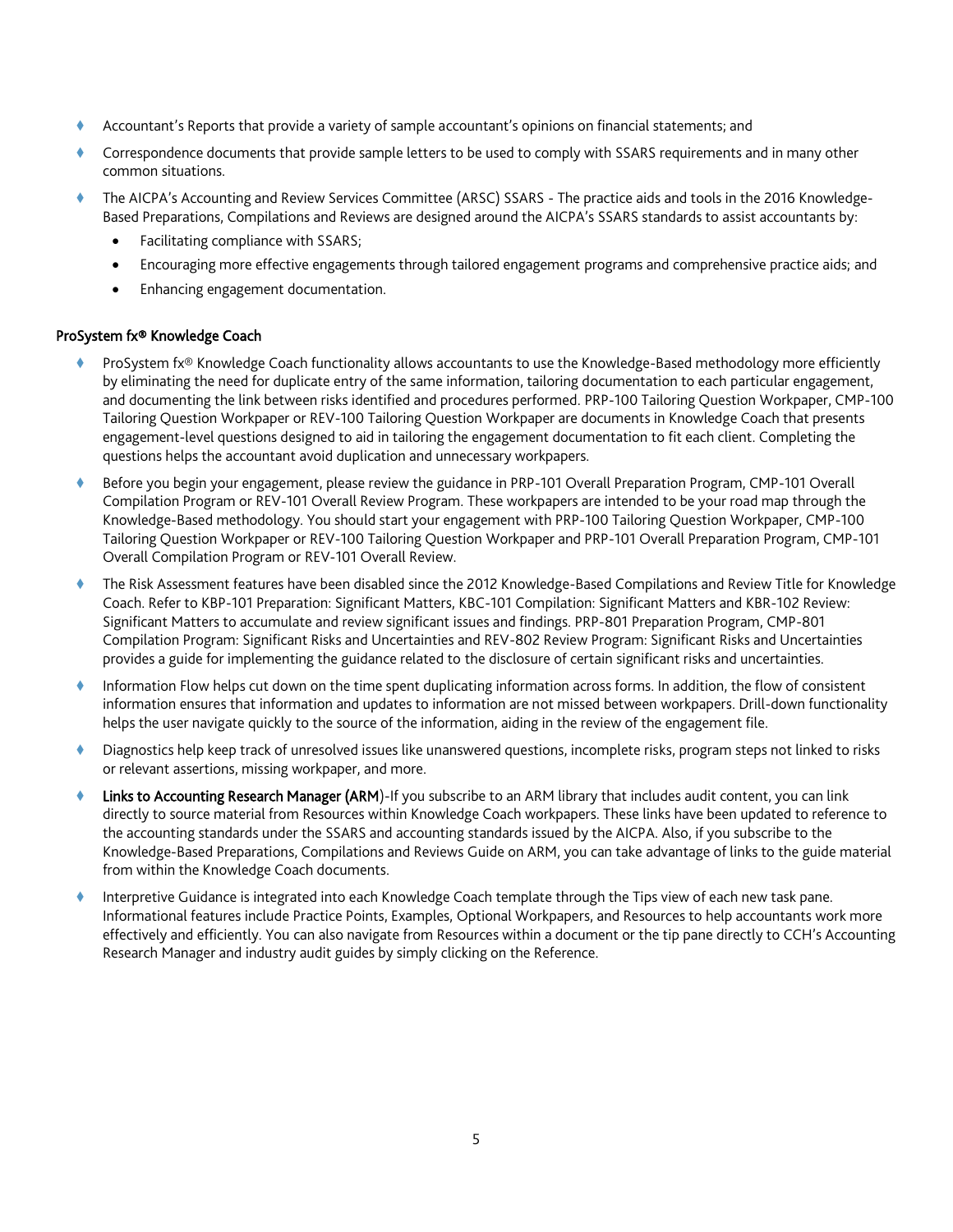- Accountant's Reports that provide a variety of sample accountant's opinions on financial statements; and
- Correspondence documents that provide sample letters to be used to comply with SSARS requirements and in many other common situations.
- The AICPA's Accounting and Review Services Committee (ARSC) SSARS - The practice aids and tools in the 2016 Knowledge-Based Preparations, Compilations and Reviews are designed around the AICPA's SSARS standards to assist accountants by:
  - Facilitating compliance with SSARS;
  - Encouraging more effective engagements through tailored engagement programs and comprehensive practice aids; and
  - Enhancing engagement documentation.

**ProSystem fx® Knowledge Coach**

- ProSystem fx® Knowledge Coach functionality allows accountants to use the Knowledge-Based methodology more efficiently by eliminating the need for duplicate entry of the same information, tailoring documentation to each particular engagement, and documenting the link between risks identified and procedures performed. PRP-100 Tailoring Question Workpaper, CMP-100 Tailoring Question Workpaper or REV-100 Tailoring Question Workpaper are documents in Knowledge Coach that presents engagement-level questions designed to aid in tailoring the engagement documentation to fit each client. Completing the questions helps the accountant avoid duplication and unnecessary workpapers.
- Before you begin your engagement, please review the guidance in PRP-101 Overall Preparation Program, CMP-101 Overall Compilation Program or REV-101 Overall Review Program. These workpapers are intended to be your road map through the Knowledge-Based methodology. You should start your engagement with PRP-100 Tailoring Question Workpaper, CMP-100 Tailoring Question Workpaper or REV-100 Tailoring Question Workpaper and PRP-101 Overall Preparation Program, CMP-101 Overall Compilation Program or REV-101 Overall Review.
- The Risk Assessment features have been disabled since the 2012 Knowledge-Based Compilations and Review Title for Knowledge Coach. Refer to KBP-101 Preparation: Significant Matters, KBC-101 Compilation: Significant Matters and KBR-102 Review: Significant Matters to accumulate and review significant issues and findings. PRP-801 Preparation Program, CMP-801 Compilation Program: Significant Risks and Uncertainties and REV-802 Review Program: Significant Risks and Uncertainties provides a guide for implementing the guidance related to the disclosure of certain significant risks and uncertainties.
- Information Flow helps cut down on the time spent duplicating information across forms. In addition, the flow of consistent information ensures that information and updates to information are not missed between workpapers. Drill-down functionality helps the user navigate quickly to the source of the information, aiding in the review of the engagement file.
- Diagnostics help keep track of unresolved issues like unanswered questions, incomplete risks, program steps not linked to risks or relevant assertions, missing workpaper, and more.
- **Links to Accounting Research Manager (ARM)**-If you subscribe to an ARM library that includes audit content, you can link directly to source material from Resources within Knowledge Coach workpapers. These links have been updated to reference to the accounting standards under the SSARS and accounting standards issued by the AICPA. Also, if you subscribe to the Knowledge-Based Preparations, Compilations and Reviews Guide on ARM, you can take advantage of links to the guide material from within the Knowledge Coach documents.
- Interpretive Guidance is integrated into each Knowledge Coach template through the Tips view of each new task pane. Informational features include Practice Points, Examples, Optional Workpapers, and Resources to help accountants work more effectively and efficiently. You can also navigate from Resources within a document or the tip pane directly to CCH's Accounting Research Manager and industry audit guides by simply clicking on the Reference.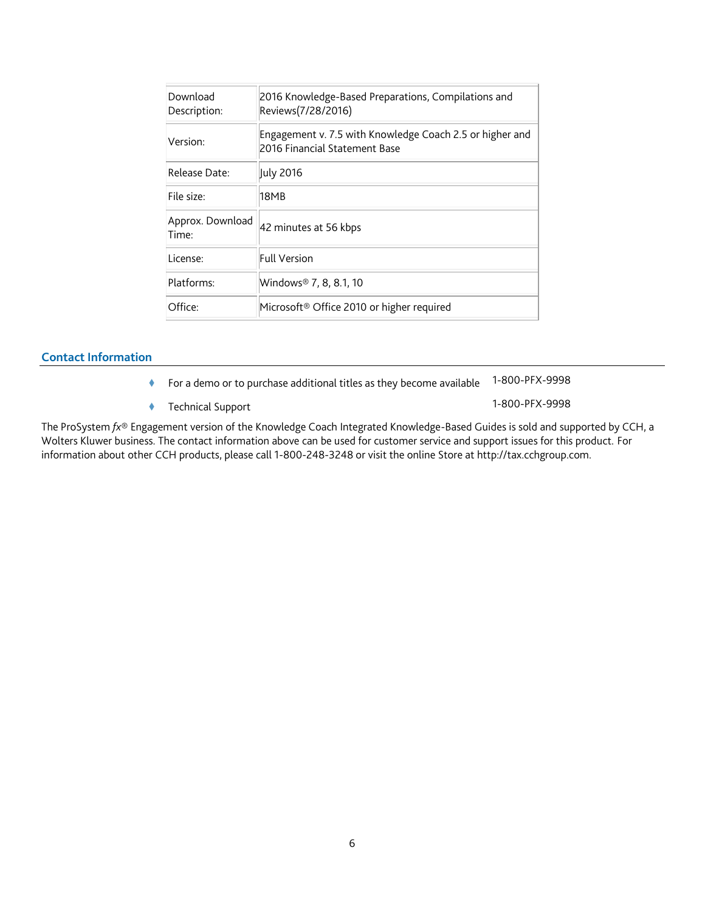| | |
|---|---|
| Download Description: | 2016 Knowledge-Based Preparations, Compilations and Reviews(7/28/2016) |
| Version: | Engagement v. 7.5 with Knowledge Coach 2.5 or higher and 2016 Financial Statement Base |
| Release Date: | July 2016 |
| File size: | 18MB |
| Approx. Download Time: | 42 minutes at 56 kbps |
| License: | Full Version |
| Platforms: | Windows® 7, 8, 8.1, 10 |
| Office: | Microsoft® Office 2010 or higher required |

## Contact Information

- For a demo or to purchase additional titles as they become available 1-800-PFX-9998
- Technical Support 1-800-PFX-9998

The ProSystem *fx*® Engagement version of the Knowledge Coach Integrated Knowledge-Based Guides is sold and supported by CCH, a Wolters Kluwer business. The contact information above can be used for customer service and support issues for this product. For information about other CCH products, please call 1-800-248-3248 or visit the online Store at http://tax.cchgroup.com.